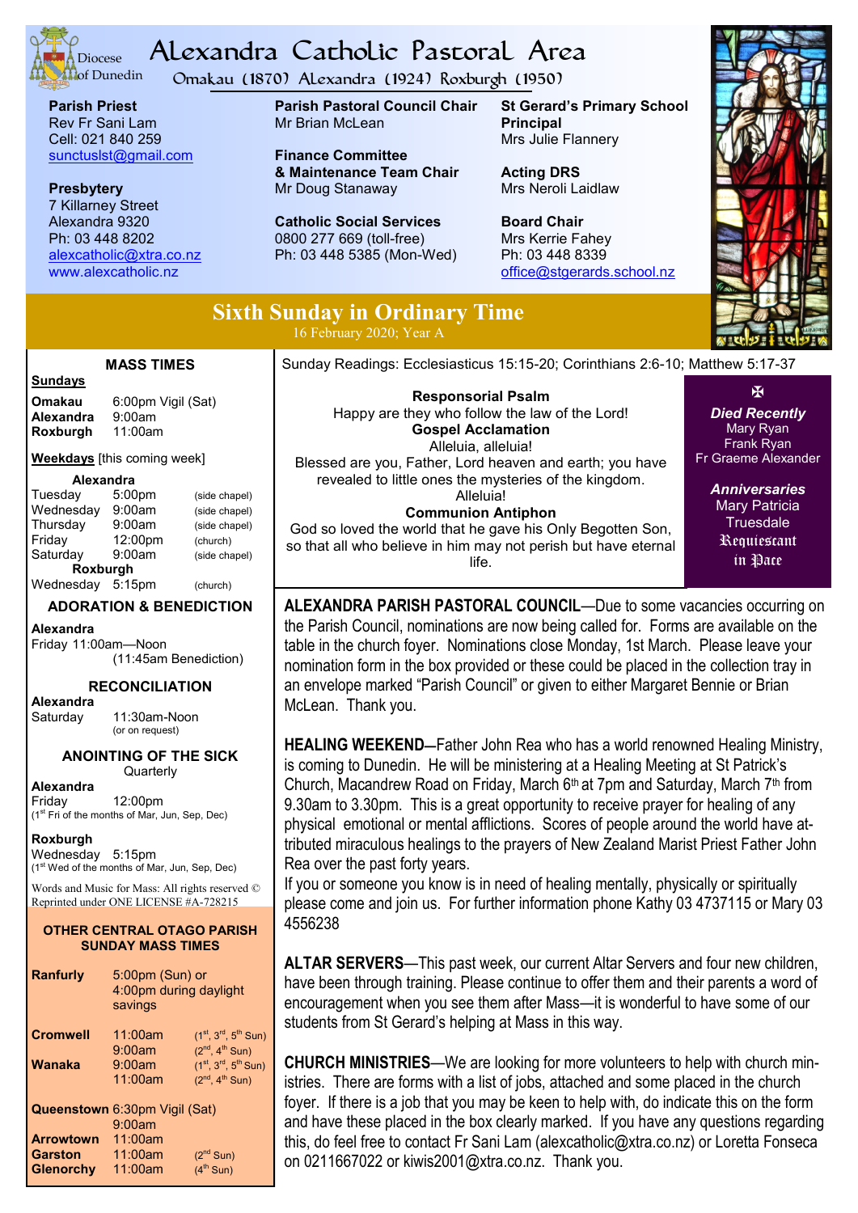# Alexandra Catholic Pastoral Area

Diocese of Dunedin

Omakau (1870) Alexandra (1924) Roxburgh (1950)

**Parish Priest**
Rev Fr Sani Lam
Cell: 021 840 259
sunctuslst@gmail.com

**Presbytery**
7 Killarney Street
Alexandra 9320
Ph: 03 448 8202
alexcatholic@xtra.co.nz
www.alexcatholic.nz

**Parish Pastoral Council Chair**
Mr Brian McLean

**Finance Committee & Maintenance Team Chair**
Mr Doug Stanaway

**Catholic Social Services**
0800 277 669 (toll-free)
Ph: 03 448 5385 (Mon-Wed)

**St Gerard's Primary School Principal**
Mrs Julie Flannery

**Acting DRS**
Mrs Neroli Laidlaw

**Board Chair**
Mrs Kerrie Fahey
Ph: 03 448 8339
office@stgerards.school.nz

## Sixth Sunday in Ordinary Time

16 February 2020; Year A

### MASS TIMES

**Sundays**

| | |
|---|---|
| **Omakau** | 6:00pm Vigil (Sat) |
| **Alexandra** | 9:00am |
| **Roxburgh** | 11:00am |

**Weekdays** [this coming week]

**Alexandra**

| | | |
|---|---|---|
| Tuesday | 5:00pm | (side chapel) |
| Wednesday | 9:00am | (side chapel) |
| Thursday | 9:00am | (side chapel) |
| Friday | 12:00pm | (church) |
| Saturday | 9:00am | (side chapel) |

**Roxburgh**

| | | |
|---|---|---|
| Wednesday | 5:15pm | (church) |

### ADORATION & BENEDICTION

**Alexandra**
Friday 11:00am—Noon
(11:45am Benediction)

### RECONCILIATION

**Alexandra**
Saturday 11:30am-Noon
(or on request)

### ANOINTING OF THE SICK

Quarterly

**Alexandra**
Friday 12:00pm
(1st Fri of the months of Mar, Jun, Sep, Dec)

**Roxburgh**
Wednesday 5:15pm
(1st Wed of the months of Mar, Jun, Sep, Dec)

Words and Music for Mass: All rights reserved © Reprinted under ONE LICENSE #A-728215

### OTHER CENTRAL OTAGO PARISH SUNDAY MASS TIMES

| | | |
|---|---|---|
| **Ranfurly** | 5:00pm (Sun) or 4:00pm during daylight savings | |
| **Cromwell** | 11:00am | (1st, 3rd, 5th Sun) |
| | 9:00am | (2nd, 4th Sun) |
| **Wanaka** | 9:00am | (1st, 3rd, 5th Sun) |
| | 11:00am | (2nd, 4th Sun) |
| **Queenstown** | 6:30pm Vigil (Sat) | |
| | 9:00am | |
| **Arrowtown** | 11:00am | |
| **Garston** | 11:00am | (2nd Sun) |
| **Glenorchy** | 11:00am | (4th Sun) |

Sunday Readings: Ecclesiasticus 15:15-20; Corinthians 2:6-10; Matthew 5:17-37

**Responsorial Psalm**
Happy are they who follow the law of the Lord!

**Gospel Acclamation**
Alleluia, alleluia!
Blessed are you, Father, Lord heaven and earth; you have revealed to little ones the mysteries of the kingdom.
Alleluia!

**Communion Antiphon**
God so loved the world that he gave his Only Begotten Son, so that all who believe in him may not perish but have eternal life.

✠

***Died Recently***
Mary Ryan
Frank Ryan
Fr Graeme Alexander

***Anniversaries***
Mary Patricia Truesdale

Requiescant in Pace

**ALEXANDRA PARISH PASTORAL COUNCIL**—Due to some vacancies occurring on the Parish Council, nominations are now being called for. Forms are available on the table in the church foyer. Nominations close Monday, 1st March. Please leave your nomination form in the box provided or these could be placed in the collection tray in an envelope marked "Parish Council" or given to either Margaret Bennie or Brian McLean. Thank you.

**HEALING WEEKEND**—Father John Rea who has a world renowned Healing Ministry, is coming to Dunedin. He will be ministering at a Healing Meeting at St Patrick's Church, Macandrew Road on Friday, March 6th at 7pm and Saturday, March 7th from 9.30am to 3.30pm. This is a great opportunity to receive prayer for healing of any physical emotional or mental afflictions. Scores of people around the world have attributed miraculous healings to the prayers of New Zealand Marist Priest Father John Rea over the past forty years.
If you or someone you know is in need of healing mentally, physically or spiritually please come and join us. For further information phone Kathy 03 4737115 or Mary 03 4556238

**ALTAR SERVERS**—This past week, our current Altar Servers and four new children, have been through training. Please continue to offer them and their parents a word of encouragement when you see them after Mass—it is wonderful to have some of our students from St Gerard's helping at Mass in this way.

**CHURCH MINISTRIES**—We are looking for more volunteers to help with church ministries. There are forms with a list of jobs, attached and some placed in the church foyer. If there is a job that you may be keen to help with, do indicate this on the form and have these placed in the box clearly marked. If you have any questions regarding this, do feel free to contact Fr Sani Lam (alexcatholic@xtra.co.nz) or Loretta Fonseca on 0211667022 or kiwis2001@xtra.co.nz. Thank you.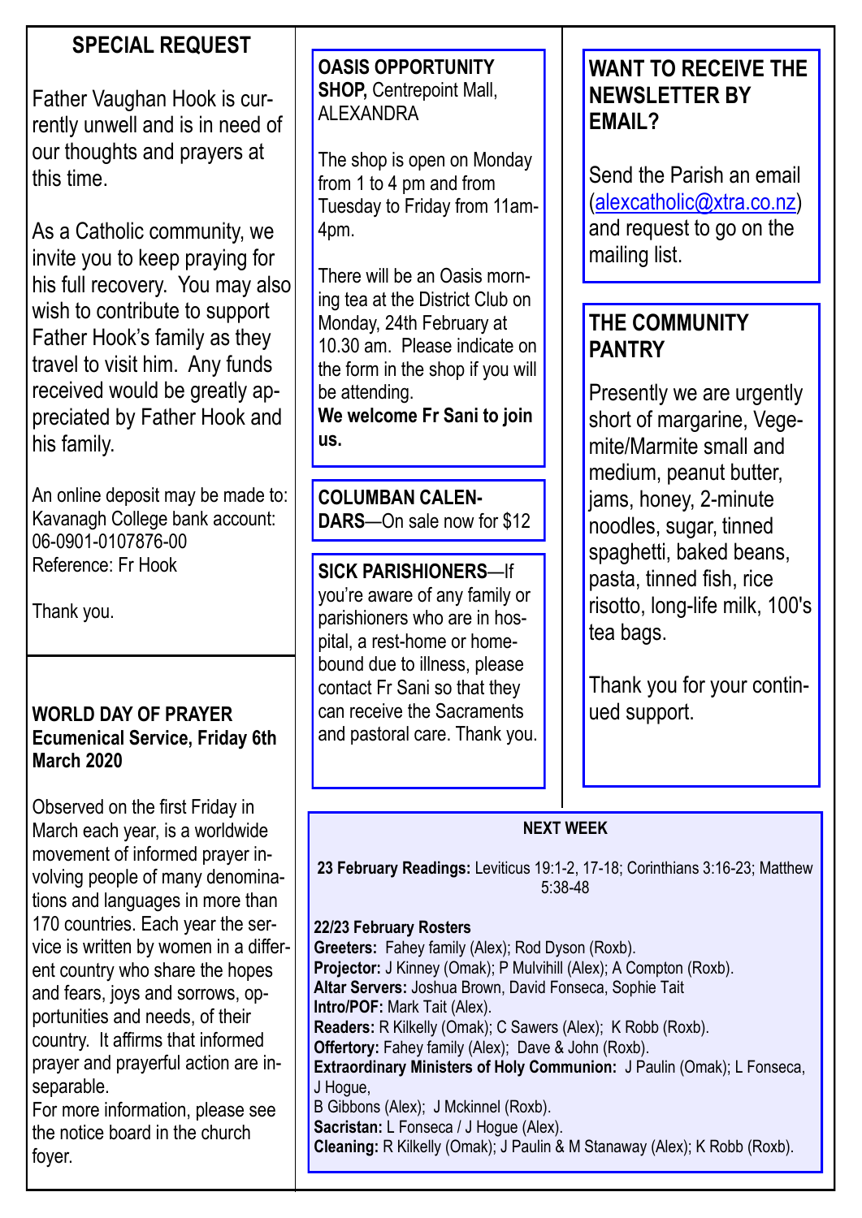## SPECIAL REQUEST

Father Vaughan Hook is currently unwell and is in need of our thoughts and prayers at this time.

As a Catholic community, we invite you to keep praying for his full recovery. You may also wish to contribute to support Father Hook's family as they travel to visit him. Any funds received would be greatly appreciated by Father Hook and his family.

An online deposit may be made to:
Kavanagh College bank account:
06-0901-0107876-00
Reference: Fr Hook

Thank you.

**WORLD DAY OF PRAYER**
**Ecumenical Service, Friday 6th March 2020**

Observed on the first Friday in March each year, is a worldwide movement of informed prayer involving people of many denominations and languages in more than 170 countries. Each year the service is written by women in a different country who share the hopes and fears, joys and sorrows, opportunities and needs, of their country. It affirms that informed prayer and prayerful action are inseparable.
For more information, please see the notice board in the church foyer.

**OASIS OPPORTUNITY SHOP,** Centrepoint Mall, ALEXANDRA

The shop is open on Monday from 1 to 4 pm and from Tuesday to Friday from 11am-4pm.

There will be an Oasis morning tea at the District Club on Monday, 24th February at 10.30 am. Please indicate on the form in the shop if you will be attending.
**We welcome Fr Sani to join us.**

**COLUMBAN CALENDARS**—On sale now for $12

**SICK PARISHIONERS**—If you're aware of any family or parishioners who are in hospital, a rest-home or home-bound due to illness, please contact Fr Sani so that they can receive the Sacraments and pastoral care. Thank you.

## WANT TO RECEIVE THE NEWSLETTER BY EMAIL?

Send the Parish an email (alexcatholic@xtra.co.nz) and request to go on the mailing list.

## THE COMMUNITY PANTRY

Presently we are urgently short of margarine, Vegemite/Marmite small and medium, peanut butter, jams, honey, 2-minute noodles, sugar, tinned spaghetti, baked beans, pasta, tinned fish, rice risotto, long-life milk, 100's tea bags.

Thank you for your continued support.

**NEXT WEEK**

**23 February Readings:** Leviticus 19:1-2, 17-18; Corinthians 3:16-23; Matthew 5:38-48

**22/23 February Rosters**
**Greeters:** Fahey family (Alex); Rod Dyson (Roxb).
**Projector:** J Kinney (Omak); P Mulvihill (Alex); A Compton (Roxb).
**Altar Servers:** Joshua Brown, David Fonseca, Sophie Tait
**Intro/POF:** Mark Tait (Alex).
**Readers:** R Kilkelly (Omak); C Sawers (Alex); K Robb (Roxb).
**Offertory:** Fahey family (Alex); Dave & John (Roxb).
**Extraordinary Ministers of Holy Communion:** J Paulin (Omak); L Fonseca, J Hogue,
B Gibbons (Alex); J Mckinnel (Roxb).
**Sacristan:** L Fonseca / J Hogue (Alex).
**Cleaning:** R Kilkelly (Omak); J Paulin & M Stanaway (Alex); K Robb (Roxb).